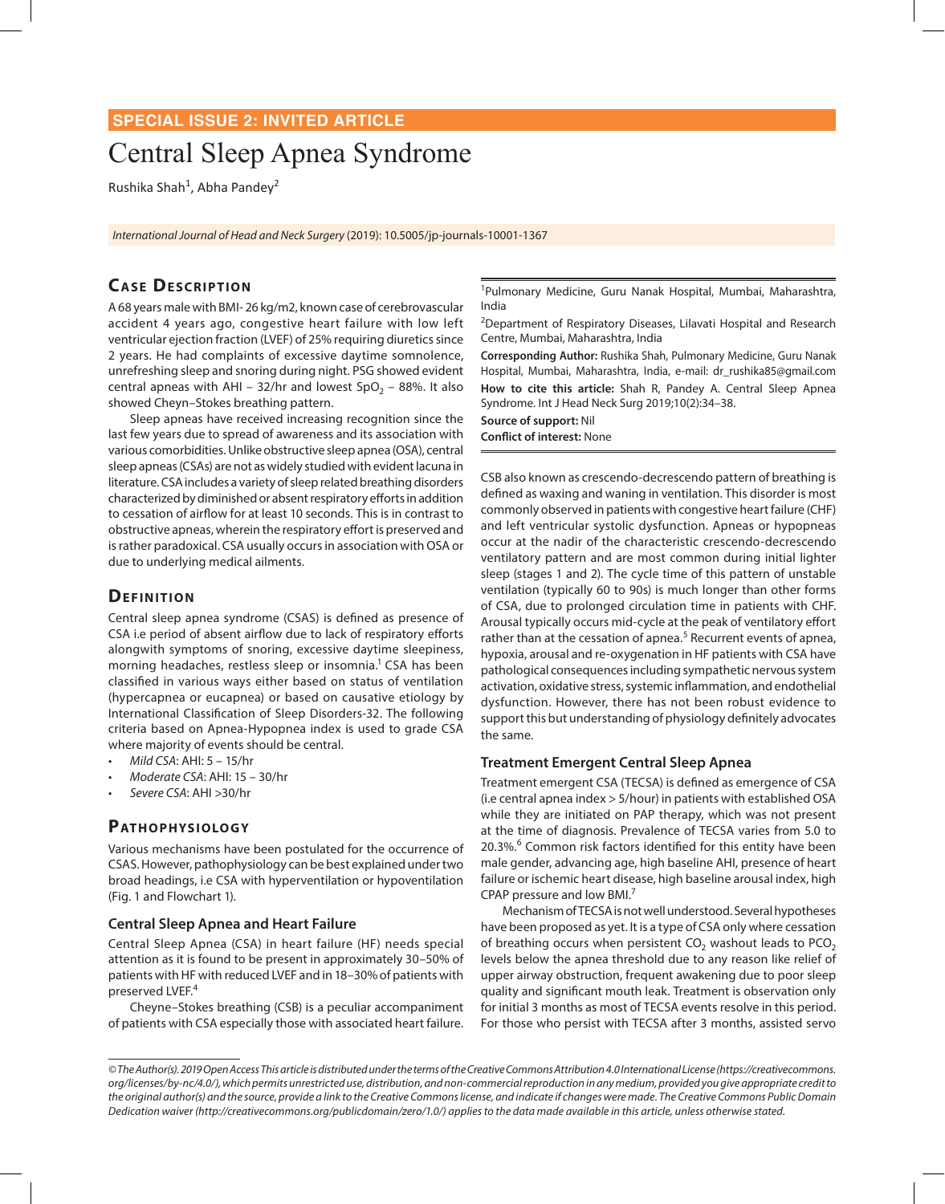SPECIAL ISSUE 2: INVITED ARTICLE

# Central Sleep Apnea Syndrome

Rushika Shah[1], Abha Pandey[2]

*International Journal of Head and Neck Surgery* (2019): 10.5005/jp-journals-10001-1367

[1]Pulmonary Medicine, Guru Nanak Hospital, Mumbai, Maharashtra, India

[2]Department of Respiratory Diseases, Lilavati Hospital and Research Centre, Mumbai, Maharashtra, India

**Corresponding Author:** Rushika Shah, Pulmonary Medicine, Guru Nanak Hospital, Mumbai, Maharashtra, India, e-mail: dr_rushika85@gmail.com

**How to cite this article:** Shah R, Pandey A. Central Sleep Apnea Syndrome. Int J Head Neck Surg 2019;10(2):34–38.

**Source of support:** Nil

**Conflict of interest:** None

## Case Description

A 68 years male with BMI- 26 kg/m2, known case of cerebrovascular accident 4 years ago, congestive heart failure with low left ventricular ejection fraction (LVEF) of 25% requiring diuretics since 2 years. He had complaints of excessive daytime somnolence, unrefreshing sleep and snoring during night. PSG showed evident central apneas with AHI – 32/hr and lowest $SpO_2$ – 88%. It also showed Cheyn–Stokes breathing pattern.

Sleep apneas have received increasing recognition since the last few years due to spread of awareness and its association with various comorbidities. Unlike obstructive sleep apnea (OSA), central sleep apneas (CSAs) are not as widely studied with evident lacuna in literature. CSA includes a variety of sleep related breathing disorders characterized by diminished or absent respiratory efforts in addition to cessation of airflow for at least 10 seconds. This is in contrast to obstructive apneas, wherein the respiratory effort is preserved and is rather paradoxical. CSA usually occurs in association with OSA or due to underlying medical ailments.

## Definition

Central sleep apnea syndrome (CSAS) is defined as presence of CSA i.e period of absent airflow due to lack of respiratory efforts alongwith symptoms of snoring, excessive daytime sleepiness, morning headaches, restless sleep or insomnia.[1] CSA has been classified in various ways either based on status of ventilation (hypercapnea or eucapnea) or based on causative etiology by International Classification of Sleep Disorders-32. The following criteria based on Apnea-Hypopnea index is used to grade CSA where majority of events should be central.

- *Mild CSA*: AHI: 5 – 15/hr
- *Moderate CSA*: AHI: 15 – 30/hr
- *Severe CSA*: AHI >30/hr

## Pathophysiology

Various mechanisms have been postulated for the occurrence of CSAS. However, pathophysiology can be best explained under two broad headings, i.e CSA with hyperventilation or hypoventilation (Fig. 1 and Flowchart 1).

### Central Sleep Apnea and Heart Failure

Central Sleep Apnea (CSA) in heart failure (HF) needs special attention as it is found to be present in approximately 30–50% of patients with HF with reduced LVEF and in 18–30% of patients with preserved LVEF.[4]

Cheyne–Stokes breathing (CSB) is a peculiar accompaniment of patients with CSA especially those with associated heart failure. CSB also known as crescendo-decrescendo pattern of breathing is defined as waxing and waning in ventilation. This disorder is most commonly observed in patients with congestive heart failure (CHF) and left ventricular systolic dysfunction. Apneas or hypopneas occur at the nadir of the characteristic crescendo-decrescendo ventilatory pattern and are most common during initial lighter sleep (stages 1 and 2). The cycle time of this pattern of unstable ventilation (typically 60 to 90s) is much longer than other forms of CSA, due to prolonged circulation time in patients with CHF. Arousal typically occurs mid-cycle at the peak of ventilatory effort rather than at the cessation of apnea.[5] Recurrent events of apnea, hypoxia, arousal and re-oxygenation in HF patients with CSA have pathological consequences including sympathetic nervous system activation, oxidative stress, systemic inflammation, and endothelial dysfunction. However, there has not been robust evidence to support this but understanding of physiology definitely advocates the same.

### Treatment Emergent Central Sleep Apnea

Treatment emergent CSA (TECSA) is defined as emergence of CSA (i.e central apnea index > 5/hour) in patients with established OSA while they are initiated on PAP therapy, which was not present at the time of diagnosis. Prevalence of TECSA varies from 5.0 to 20.3%.[6] Common risk factors identified for this entity have been male gender, advancing age, high baseline AHI, presence of heart failure or ischemic heart disease, high baseline arousal index, high CPAP pressure and low BMI.[7]

Mechanism of TECSA is not well understood. Several hypotheses have been proposed as yet. It is a type of CSA only where cessation of breathing occurs when persistent $CO_2$ washout leads to $PCO_2$ levels below the apnea threshold due to any reason like relief of upper airway obstruction, frequent awakening due to poor sleep quality and significant mouth leak. Treatment is observation only for initial 3 months as most of TECSA events resolve in this period. For those who persist with TECSA after 3 months, assisted servo

*© The Author(s). 2019 Open Access This article is distributed under the terms of the Creative Commons Attribution 4.0 International License (https://creativecommons.org/licenses/by-nc/4.0/), which permits unrestricted use, distribution, and non-commercial reproduction in any medium, provided you give appropriate credit to the original author(s) and the source, provide a link to the Creative Commons license, and indicate if changes were made. The Creative Commons Public Domain Dedication waiver (http://creativecommons.org/publicdomain/zero/1.0/) applies to the data made available in this article, unless otherwise stated.*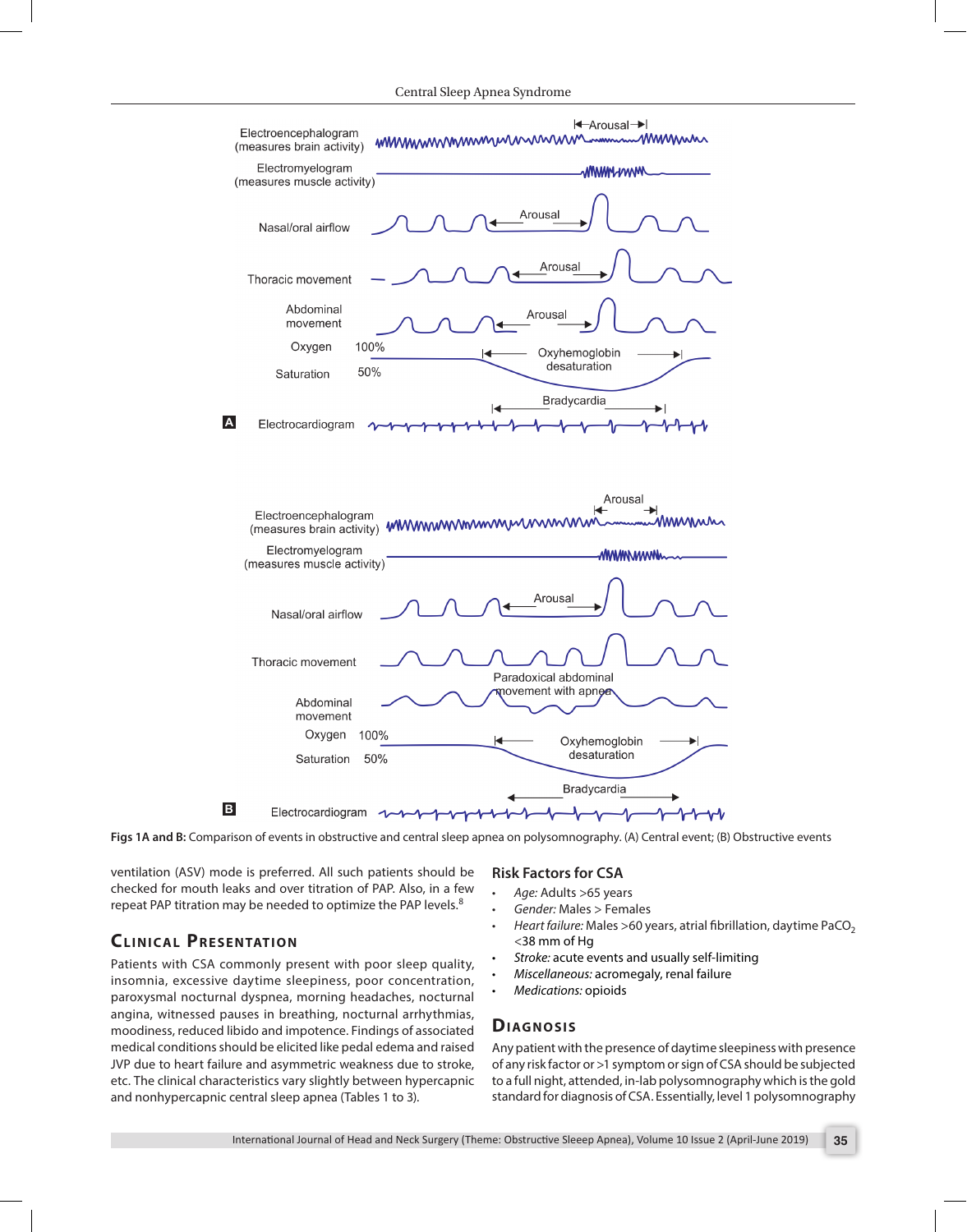Figs 1A and B: Comparison of events in obstructive and central sleep apnea on polysomnography. (A) Central event; (B) Obstructive events

ventilation (ASV) mode is preferred. All such patients should be checked for mouth leaks and over titration of PAP. Also, in a few repeat PAP titration may be needed to optimize the PAP levels.[8]

## Clinical Presentation

Patients with CSA commonly present with poor sleep quality, insomnia, excessive daytime sleepiness, poor concentration, paroxysmal nocturnal dyspnea, morning headaches, nocturnal angina, witnessed pauses in breathing, nocturnal arrhythmias, moodiness, reduced libido and impotence. Findings of associated medical conditions should be elicited like pedal edema and raised JVP due to heart failure and asymmetric weakness due to stroke, etc. The clinical characteristics vary slightly between hypercapnic and nonhypercapnic central sleep apnea (Tables 1 to 3).

## Risk Factors for CSA

- *Age:* Adults >65 years
- *Gender:* Males > Females
- *Heart failure:* Males >60 years, atrial fibrillation, daytime $PaCO_2$ <38 mm of Hg
- *Stroke:* acute events and usually self-limiting
- *Miscellaneous:* acromegaly, renal failure
- *Medications:* opioids

## Diagnosis

Any patient with the presence of daytime sleepiness with presence of any risk factor or >1 symptom or sign of CSA should be subjected to a full night, attended, in-lab polysomnography which is the gold standard for diagnosis of CSA. Essentially, level 1 polysomnography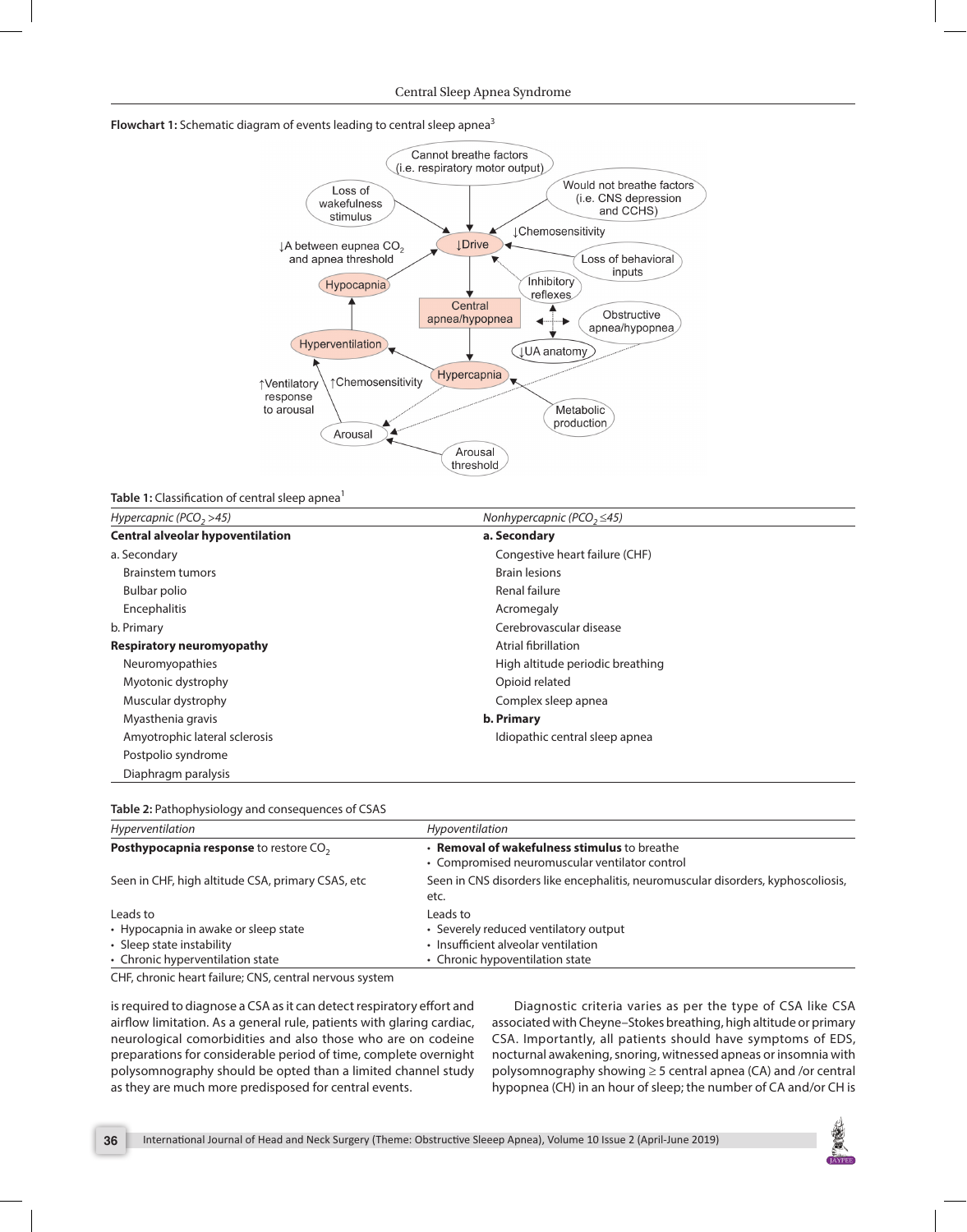**Flowchart 1:** Schematic diagram of events leading to central sleep apnea[3]

**Table 1:** Classification of central sleep apnea[1]

| *Hypercapnic ($PCO_2$ >45)* | *Nonhypercapnic ($PCO_2$ ≤45)* |
|---|---|
| **Central alveolar hypoventilation** | **a. Secondary** |
| a. Secondary | Congestive heart failure (CHF) |
| Brainstem tumors | Brain lesions |
| Bulbar polio | Renal failure |
| Encephalitis | Acromegaly |
| b. Primary | Cerebrovascular disease |
| **Respiratory neuromyopathy** | Atrial fibrillation |
| Neuromyopathies | High altitude periodic breathing |
| Myotonic dystrophy | Opioid related |
| Muscular dystrophy | Complex sleep apnea |
| Myasthenia gravis | **b. Primary** |
| Amyotrophic lateral sclerosis | Idiopathic central sleep apnea |
| Postpolio syndrome | |
| Diaphragm paralysis | |

**Table 2:** Pathophysiology and consequences of CSAS

| *Hyperventilation* | *Hypoventilation* |
|---|---|
| **Posthypocapnia response** to restore $CO_2$ | • **Removal of wakefulness stimulus** to breathe<br>• Compromised neuromuscular ventilator control |
| Seen in CHF, high altitude CSA, primary CSAS, etc | Seen in CNS disorders like encephalitis, neuromuscular disorders, kyphoscoliosis, etc. |
| Leads to<br>• Hypocapnia in awake or sleep state<br>• Sleep state instability<br>• Chronic hyperventilation state | Leads to<br>• Severely reduced ventilatory output<br>• Insufficient alveolar ventilation<br>• Chronic hypoventilation state |

CHF, chronic heart failure; CNS, central nervous system

is required to diagnose a CSA as it can detect respiratory effort and airflow limitation. As a general rule, patients with glaring cardiac, neurological comorbidities and also those who are on codeine preparations for considerable period of time, complete overnight polysomnography should be opted than a limited channel study as they are much more predisposed for central events.

Diagnostic criteria varies as per the type of CSA like CSA associated with Cheyne–Stokes breathing, high altitude or primary CSA. Importantly, all patients should have symptoms of EDS, nocturnal awakening, snoring, witnessed apneas or insomnia with polysomnography showing ≥ 5 central apnea (CA) and /or central hypopnea (CH) in an hour of sleep; the number of CA and/or CH is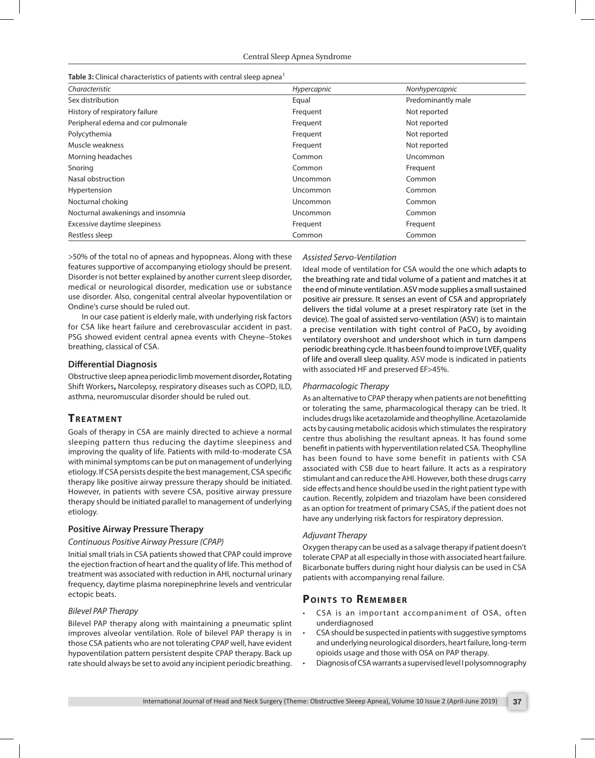**Table 3:** Clinical characteristics of patients with central sleep apnea[1]

| *Characteristic* | *Hypercapnic* | *Nonhypercapnic* |
|---|---|---|
| Sex distribution | Equal | Predominantly male |
| History of respiratory failure | Frequent | Not reported |
| Peripheral edema and cor pulmonale | Frequent | Not reported |
| Polycythemia | Frequent | Not reported |
| Muscle weakness | Frequent | Not reported |
| Morning headaches | Common | Uncommon |
| Snoring | Common | Frequent |
| Nasal obstruction | Uncommon | Common |
| Hypertension | Uncommon | Common |
| Nocturnal choking | Uncommon | Common |
| Nocturnal awakenings and insomnia | Uncommon | Common |
| Excessive daytime sleepiness | Frequent | Frequent |
| Restless sleep | Common | Common |

>50% of the total no of apneas and hypopneas. Along with these features supportive of accompanying etiology should be present. Disorder is not better explained by another current sleep disorder, medical or neurological disorder, medication use or substance use disorder. Also, congenital central alveolar hypoventilation or Ondine's curse should be ruled out.

In our case patient is elderly male, with underlying risk factors for CSA like heart failure and cerebrovascular accident in past. PSG showed evident central apnea events with Cheyne–Stokes breathing, classical of CSA.

### Differential Diagnosis

Obstructive sleep apnea periodic limb movement disorder**,** Rotating Shift Workers**,** Narcolepsy, respiratory diseases such as COPD, ILD, asthma, neuromuscular disorder should be ruled out.

## Treatment

Goals of therapy in CSA are mainly directed to achieve a normal sleeping pattern thus reducing the daytime sleepiness and improving the quality of life. Patients with mild-to-moderate CSA with minimal symptoms can be put on management of underlying etiology. If CSA persists despite the best management, CSA specific therapy like positive airway pressure therapy should be initiated. However, in patients with severe CSA, positive airway pressure therapy should be initiated parallel to management of underlying etiology.

### Positive Airway Pressure Therapy

*Continuous Positive Airway Pressure (CPAP)*

Initial small trials in CSA patients showed that CPAP could improve the ejection fraction of heart and the quality of life. This method of treatment was associated with reduction in AHI, nocturnal urinary frequency, daytime plasma norepinephrine levels and ventricular ectopic beats.

*Bilevel PAP Therapy*

Bilevel PAP therapy along with maintaining a pneumatic splint improves alveolar ventilation. Role of bilevel PAP therapy is in those CSA patients who are not tolerating CPAP well, have evident hypoventilation pattern persistent despite CPAP therapy. Back up rate should always be set to avoid any incipient periodic breathing.

*Assisted Servo-Ventilation*

Ideal mode of ventilation for CSA would the one which adapts to the breathing rate and tidal volume of a patient and matches it at the end of minute ventilation. ASV mode supplies a small sustained positive air pressure. It senses an event of CSA and appropriately delivers the tidal volume at a preset respiratory rate (set in the device). The goal of assisted servo-ventilation (ASV) is to maintain a precise ventilation with tight control of $PaCO_2$ by avoiding ventilatory overshoot and undershoot which in turn dampens periodic breathing cycle. It has been found to improve LVEF, quality of life and overall sleep quality. ASV mode is indicated in patients with associated HF and preserved EF>45%.

*Pharmacologic Therapy*

As an alternative to CPAP therapy when patients are not benefitting or tolerating the same, pharmacological therapy can be tried. It includes drugs like acetazolamide and theophylline. Acetazolamide acts by causing metabolic acidosis which stimulates the respiratory centre thus abolishing the resultant apneas. It has found some benefit in patients with hyperventilation related CSA. Theophylline has been found to have some benefit in patients with CSA associated with CSB due to heart failure. It acts as a respiratory stimulant and can reduce the AHI. However, both these drugs carry side effects and hence should be used in the right patient type with caution. Recently, zolpidem and triazolam have been considered as an option for treatment of primary CSAS, if the patient does not have any underlying risk factors for respiratory depression.

*Adjuvant Therapy*

Oxygen therapy can be used as a salvage therapy if patient doesn't tolerate CPAP at all especially in those with associated heart failure. Bicarbonate buffers during night hour dialysis can be used in CSA patients with accompanying renal failure.

## Points to Remember

- CSA is an important accompaniment of OSA, often underdiagnosed
- CSA should be suspected in patients with suggestive symptoms and underlying neurological disorders, heart failure, long-term opioids usage and those with OSA on PAP therapy.
- Diagnosis of CSA warrants a supervised level I polysomnography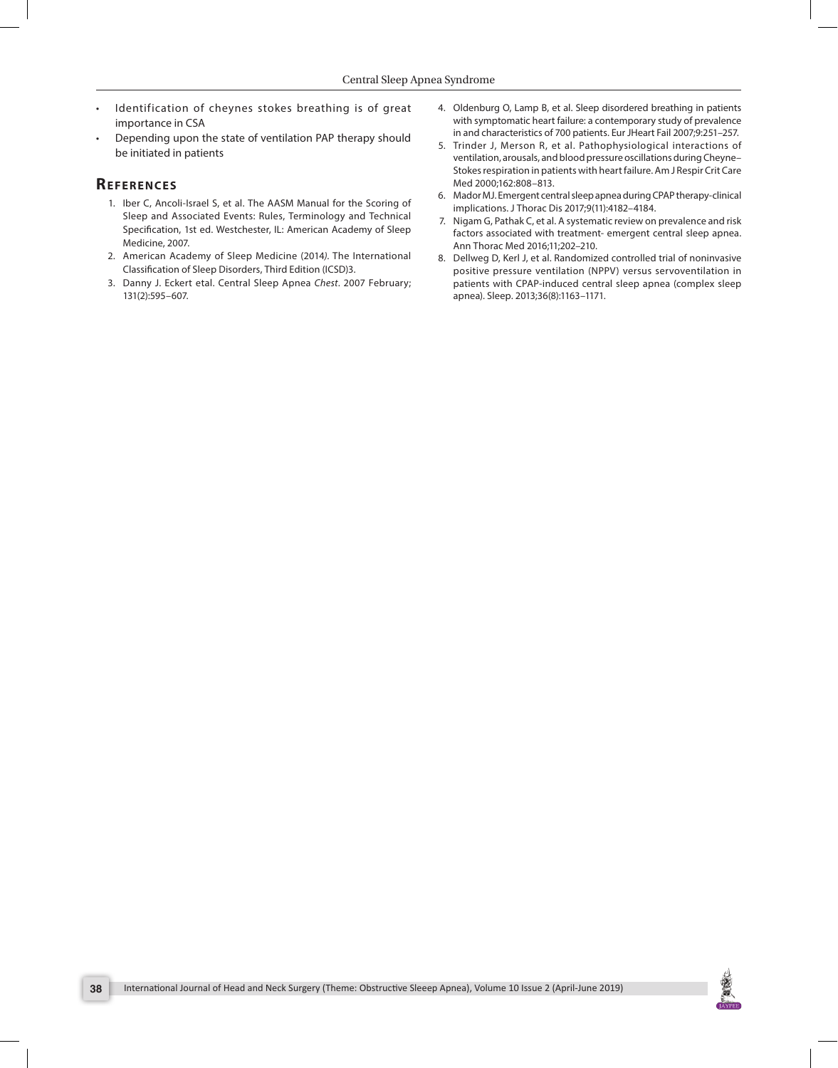- Identification of cheynes stokes breathing is of great importance in CSA
- Depending upon the state of ventilation PAP therapy should be initiated in patients

## References

1. Iber C, Ancoli-Israel S, et al. The AASM Manual for the Scoring of Sleep and Associated Events: Rules, Terminology and Technical Specification, 1st ed. Westchester, IL: American Academy of Sleep Medicine, 2007.
2. American Academy of Sleep Medicine (2014*).* The International Classification of Sleep Disorders, Third Edition (ICSD)3.
3. Danny J. Eckert etal. Central Sleep Apnea *Chest*. 2007 February; 131(2):595–607.
4. Oldenburg O, Lamp B, et al. Sleep disordered breathing in patients with symptomatic heart failure: a contemporary study of prevalence in and characteristics of 700 patients. Eur JHeart Fail 2007;9:251–257.
5. Trinder J, Merson R, et al. Pathophysiological interactions of ventilation, arousals, and blood pressure oscillations during Cheyne–Stokes respiration in patients with heart failure. Am J Respir Crit Care Med 2000;162:808–813.
6. Mador MJ. Emergent central sleep apnea during CPAP therapy-clinical implications. J Thorac Dis 2017;9(11):4182–4184.
7. Nigam G, Pathak C, et al. A systematic review on prevalence and risk factors associated with treatment- emergent central sleep apnea. Ann Thorac Med 2016;11;202–210.
8. Dellweg D, Kerl J, et al. Randomized controlled trial of noninvasive positive pressure ventilation (NPPV) versus servoventilation in patients with CPAP-induced central sleep apnea (complex sleep apnea). Sleep. 2013;36(8):1163–1171.